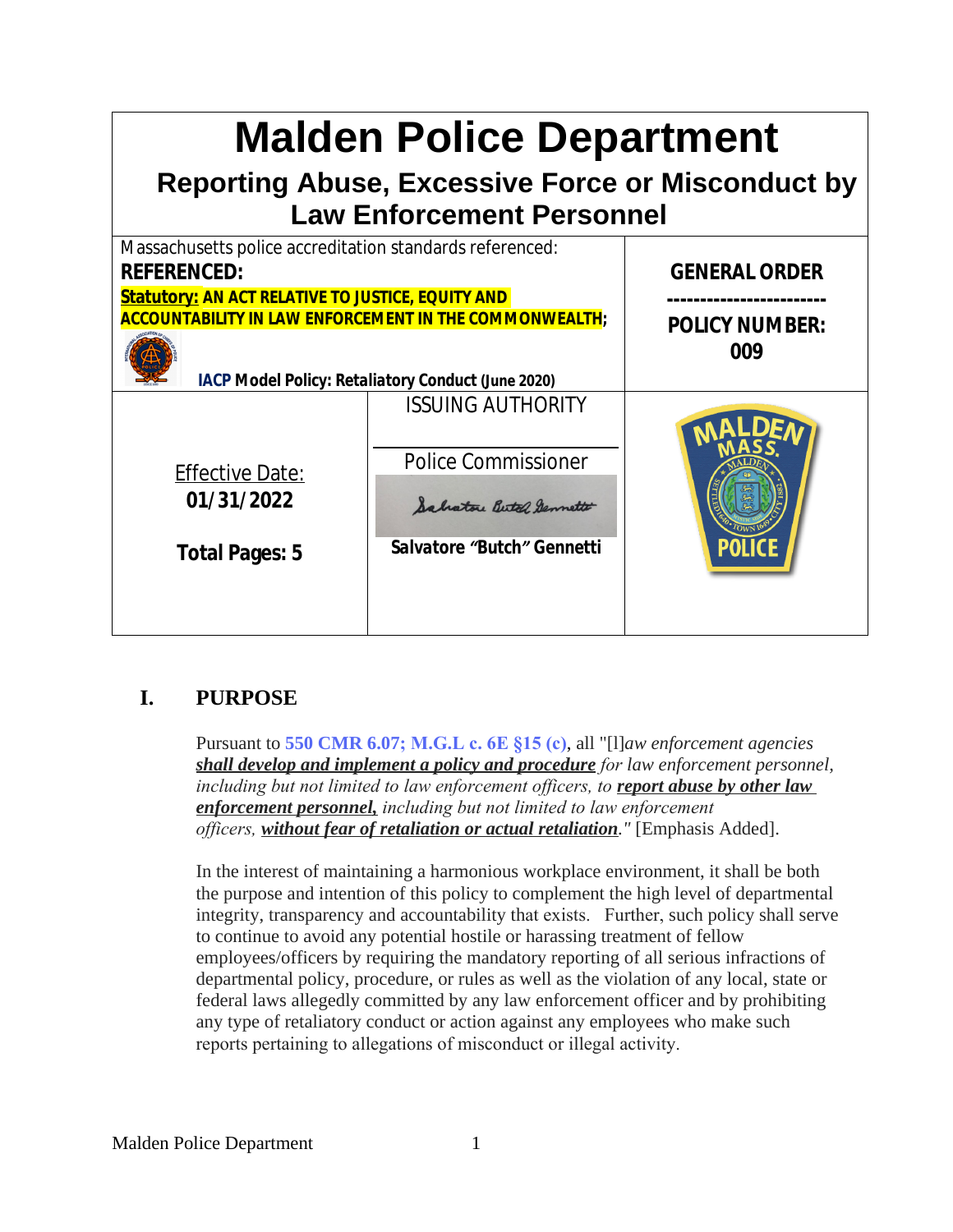# Malden Police Department

## Reporting Abuse, Excessive Force or Misconduct by Law Enforcement Personnel

| Massachusetts police accreditation standards referenced: **REFERENCED:** **Statutory: AN ACT RELATIVE TO JUSTICE, EQUITY AND ACCOUNTABILITY IN LAW ENFORCEMENT IN THE COMMONWEALTH;** **IACP Model Policy: Retaliatory Conduct (June 2020)** | | **GENERAL ORDER** **POLICY NUMBER: 009** |
|---|---|---|
| Effective Date: **01/31/2022** **Total Pages: 5** | ISSUING AUTHORITY Police Commissioner **Salvatore "Butch" Gennetti** | |

## I. PURPOSE

Pursuant to **550 CMR 6.07; M.G.L c. 6E §15 (c)**, all "[l]*aw enforcement agencies* ***shall develop and implement a policy and procedure*** *for law enforcement personnel, including but not limited to law enforcement officers, to* ***report abuse by other law enforcement personnel,*** *including but not limited to law enforcement officers,* ***without fear of retaliation or actual retaliation****."* [Emphasis Added].

In the interest of maintaining a harmonious workplace environment, it shall be both the purpose and intention of this policy to complement the high level of departmental integrity, transparency and accountability that exists. Further, such policy shall serve to continue to avoid any potential hostile or harassing treatment of fellow employees/officers by requiring the mandatory reporting of all serious infractions of departmental policy, procedure, or rules as well as the violation of any local, state or federal laws allegedly committed by any law enforcement officer and by prohibiting any type of retaliatory conduct or action against any employees who make such reports pertaining to allegations of misconduct or illegal activity.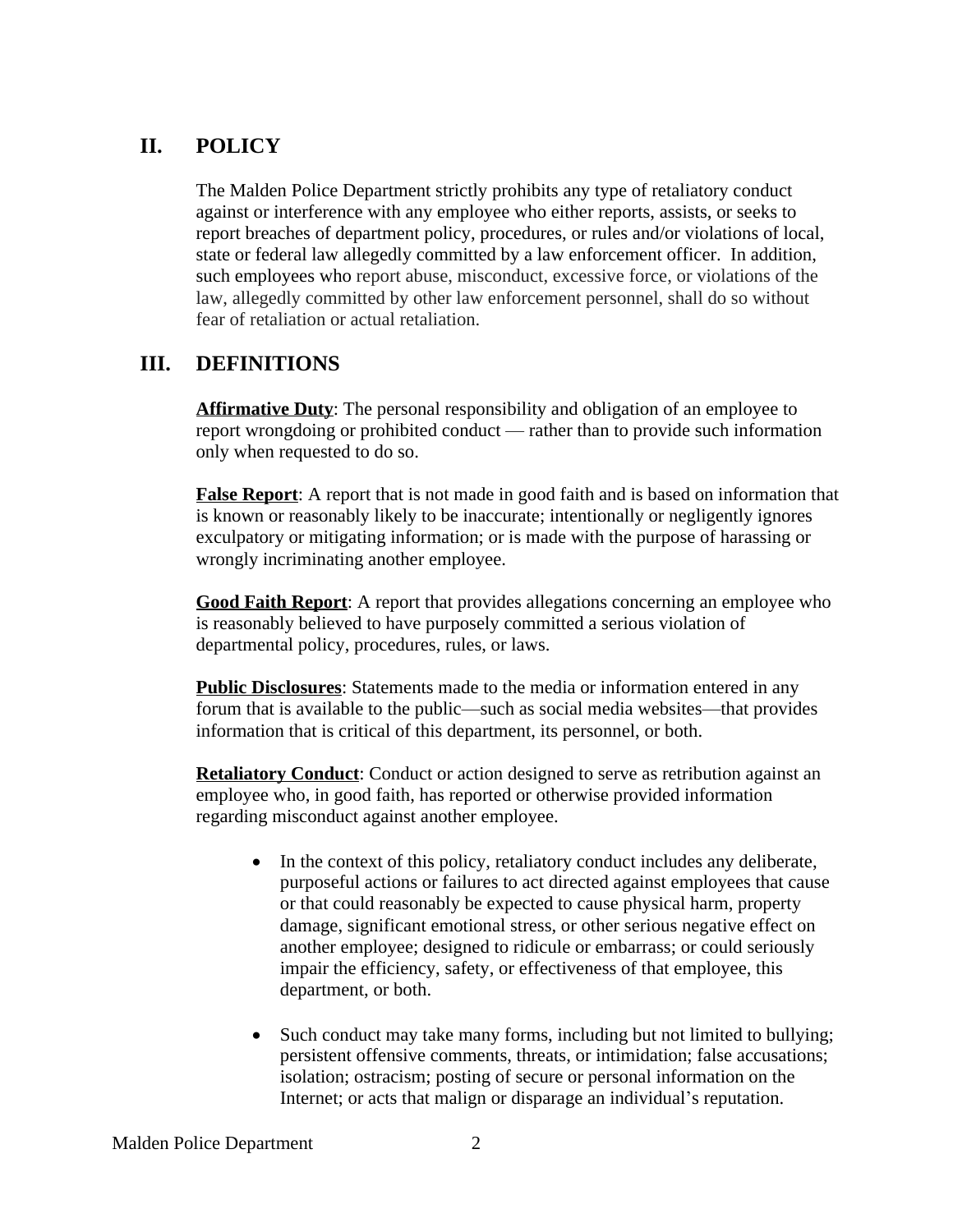## II. POLICY

The Malden Police Department strictly prohibits any type of retaliatory conduct against or interference with any employee who either reports, assists, or seeks to report breaches of department policy, procedures, or rules and/or violations of local, state or federal law allegedly committed by a law enforcement officer. In addition, such employees who report abuse, misconduct, excessive force, or violations of the law, allegedly committed by other law enforcement personnel, shall do so without fear of retaliation or actual retaliation.

## III. DEFINITIONS

**Affirmative Duty**: The personal responsibility and obligation of an employee to report wrongdoing or prohibited conduct — rather than to provide such information only when requested to do so.

**False Report**: A report that is not made in good faith and is based on information that is known or reasonably likely to be inaccurate; intentionally or negligently ignores exculpatory or mitigating information; or is made with the purpose of harassing or wrongly incriminating another employee.

**Good Faith Report**: A report that provides allegations concerning an employee who is reasonably believed to have purposely committed a serious violation of departmental policy, procedures, rules, or laws.

**Public Disclosures**: Statements made to the media or information entered in any forum that is available to the public—such as social media websites—that provides information that is critical of this department, its personnel, or both.

**Retaliatory Conduct**: Conduct or action designed to serve as retribution against an employee who, in good faith, has reported or otherwise provided information regarding misconduct against another employee.

- In the context of this policy, retaliatory conduct includes any deliberate, purposeful actions or failures to act directed against employees that cause or that could reasonably be expected to cause physical harm, property damage, significant emotional stress, or other serious negative effect on another employee; designed to ridicule or embarrass; or could seriously impair the efficiency, safety, or effectiveness of that employee, this department, or both.

- Such conduct may take many forms, including but not limited to bullying; persistent offensive comments, threats, or intimidation; false accusations; isolation; ostracism; posting of secure or personal information on the Internet; or acts that malign or disparage an individual's reputation.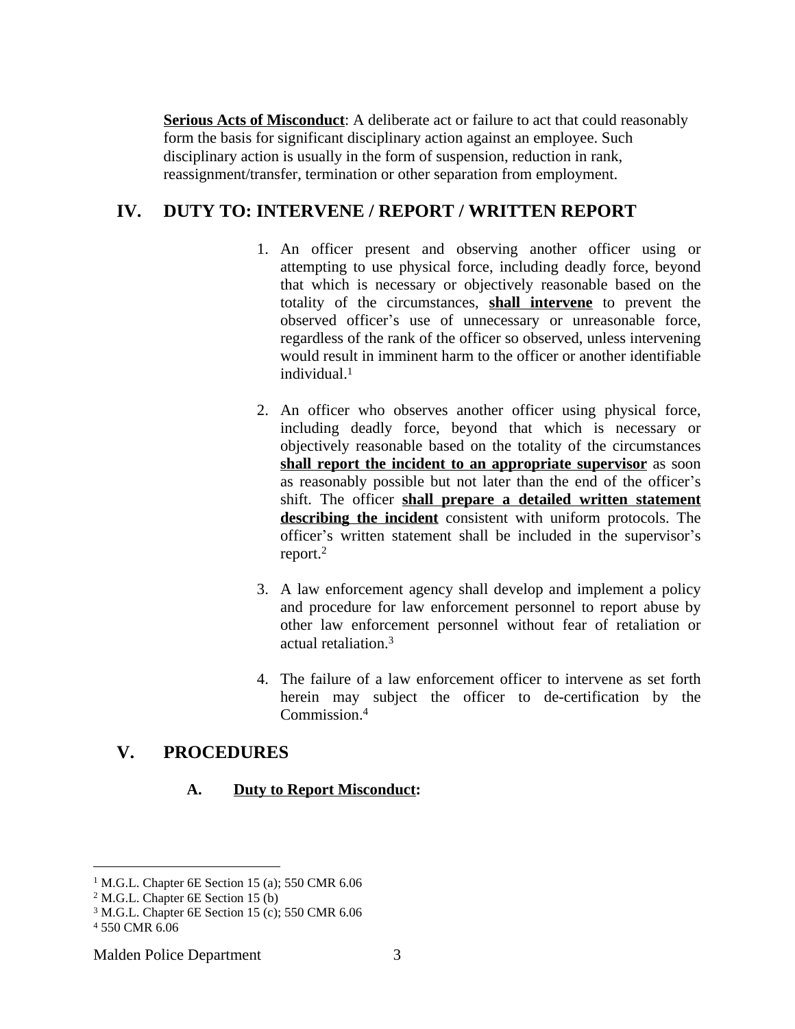**Serious Acts of Misconduct**: A deliberate act or failure to act that could reasonably form the basis for significant disciplinary action against an employee. Such disciplinary action is usually in the form of suspension, reduction in rank, reassignment/transfer, termination or other separation from employment.

## IV. DUTY TO: INTERVENE / REPORT / WRITTEN REPORT

1. An officer present and observing another officer using or attempting to use physical force, including deadly force, beyond that which is necessary or objectively reasonable based on the totality of the circumstances, **shall intervene** to prevent the observed officer's use of unnecessary or unreasonable force, regardless of the rank of the officer so observed, unless intervening would result in imminent harm to the officer or another identifiable individual.[1]

2. An officer who observes another officer using physical force, including deadly force, beyond that which is necessary or objectively reasonable based on the totality of the circumstances **shall report the incident to an appropriate supervisor** as soon as reasonably possible but not later than the end of the officer's shift. The officer **shall prepare a detailed written statement describing the incident** consistent with uniform protocols. The officer's written statement shall be included in the supervisor's report.[2]

3. A law enforcement agency shall develop and implement a policy and procedure for law enforcement personnel to report abuse by other law enforcement personnel without fear of retaliation or actual retaliation.[3]

4. The failure of a law enforcement officer to intervene as set forth herein may subject the officer to de-certification by the Commission.[4]

## V. PROCEDURES

### A. Duty to Report Misconduct:

---

[1] M.G.L. Chapter 6E Section 15 (a); 550 CMR 6.06

[2] M.G.L. Chapter 6E Section 15 (b)

[3] M.G.L. Chapter 6E Section 15 (c); 550 CMR 6.06

[4] 550 CMR 6.06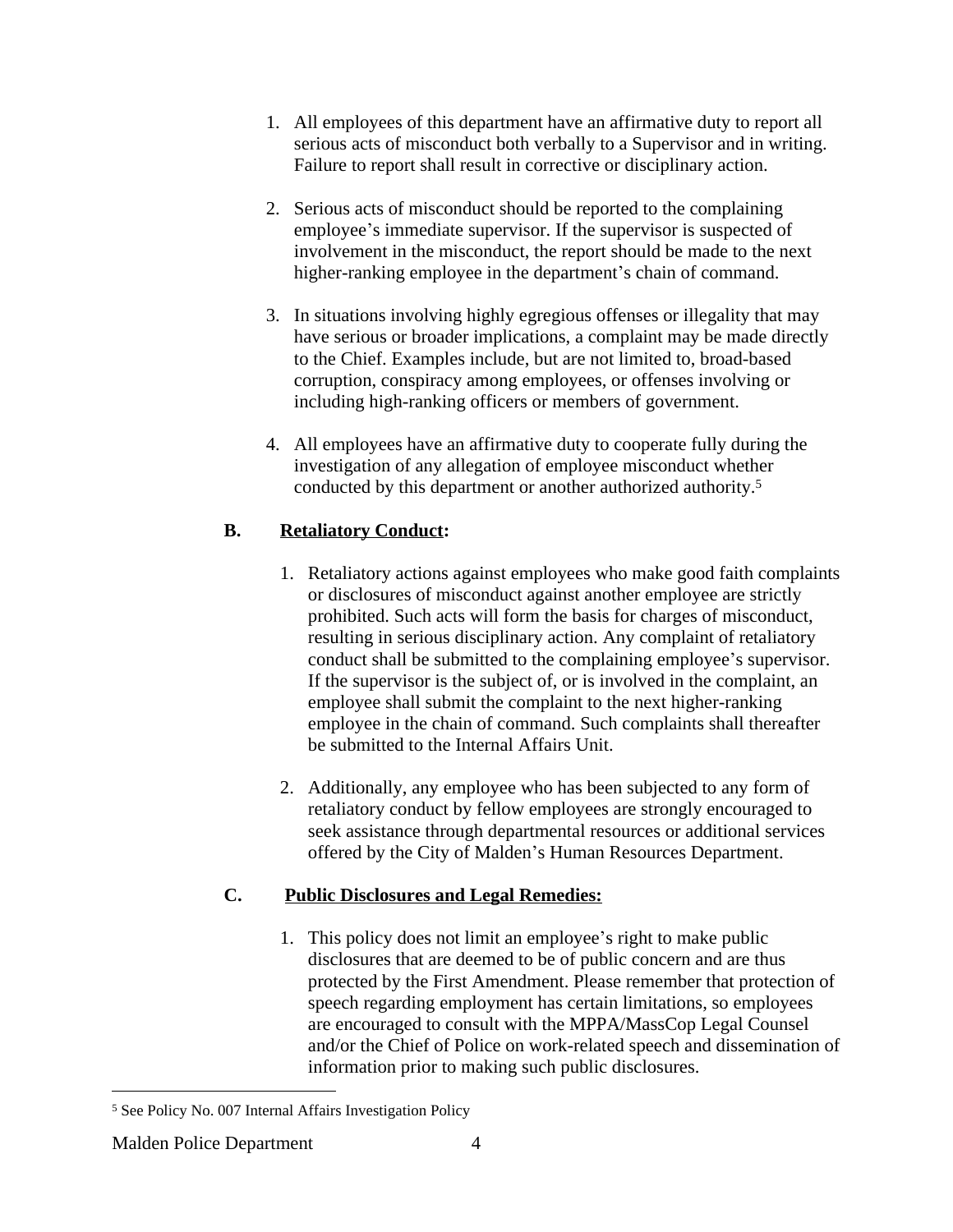1. All employees of this department have an affirmative duty to report all serious acts of misconduct both verbally to a Supervisor and in writing. Failure to report shall result in corrective or disciplinary action.

2. Serious acts of misconduct should be reported to the complaining employee's immediate supervisor. If the supervisor is suspected of involvement in the misconduct, the report should be made to the next higher-ranking employee in the department's chain of command.

3. In situations involving highly egregious offenses or illegality that may have serious or broader implications, a complaint may be made directly to the Chief. Examples include, but are not limited to, broad-based corruption, conspiracy among employees, or offenses involving or including high-ranking officers or members of government.

4. All employees have an affirmative duty to cooperate fully during the investigation of any allegation of employee misconduct whether conducted by this department or another authorized authority.[5]

**B. Retaliatory Conduct:**

1. Retaliatory actions against employees who make good faith complaints or disclosures of misconduct against another employee are strictly prohibited. Such acts will form the basis for charges of misconduct, resulting in serious disciplinary action. Any complaint of retaliatory conduct shall be submitted to the complaining employee's supervisor. If the supervisor is the subject of, or is involved in the complaint, an employee shall submit the complaint to the next higher-ranking employee in the chain of command. Such complaints shall thereafter be submitted to the Internal Affairs Unit.

2. Additionally, any employee who has been subjected to any form of retaliatory conduct by fellow employees are strongly encouraged to seek assistance through departmental resources or additional services offered by the City of Malden's Human Resources Department.

**C. Public Disclosures and Legal Remedies:**

1. This policy does not limit an employee's right to make public disclosures that are deemed to be of public concern and are thus protected by the First Amendment. Please remember that protection of speech regarding employment has certain limitations, so employees are encouraged to consult with the MPPA/MassCop Legal Counsel and/or the Chief of Police on work-related speech and dissemination of information prior to making such public disclosures.

---

[5] See Policy No. 007 Internal Affairs Investigation Policy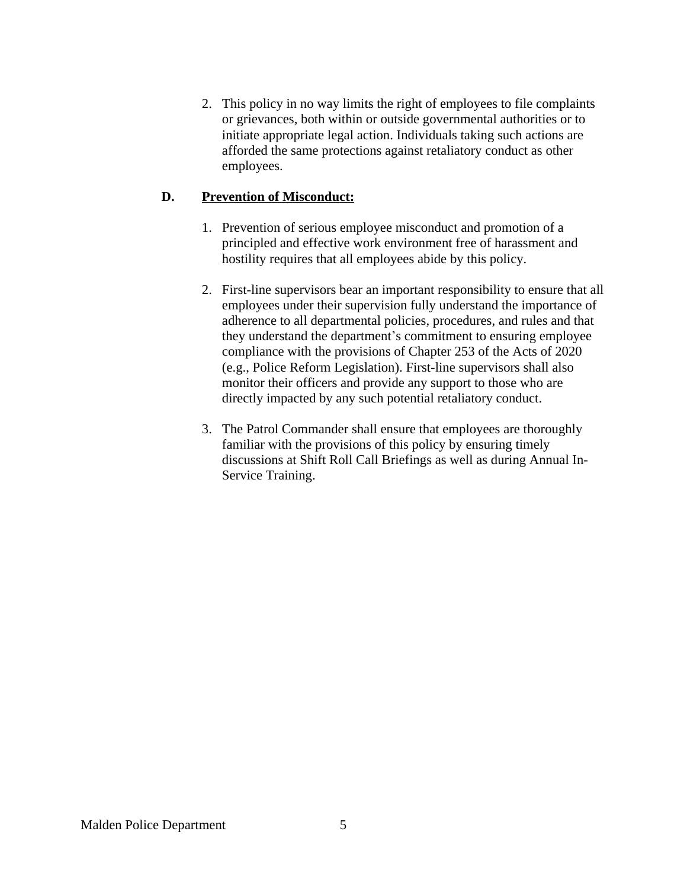2. This policy in no way limits the right of employees to file complaints or grievances, both within or outside governmental authorities or to initiate appropriate legal action. Individuals taking such actions are afforded the same protections against retaliatory conduct as other employees.

**D. Prevention of Misconduct:**

1. Prevention of serious employee misconduct and promotion of a principled and effective work environment free of harassment and hostility requires that all employees abide by this policy.

2. First-line supervisors bear an important responsibility to ensure that all employees under their supervision fully understand the importance of adherence to all departmental policies, procedures, and rules and that they understand the department's commitment to ensuring employee compliance with the provisions of Chapter 253 of the Acts of 2020 (e.g., Police Reform Legislation). First-line supervisors shall also monitor their officers and provide any support to those who are directly impacted by any such potential retaliatory conduct.

3. The Patrol Commander shall ensure that employees are thoroughly familiar with the provisions of this policy by ensuring timely discussions at Shift Roll Call Briefings as well as during Annual In-Service Training.